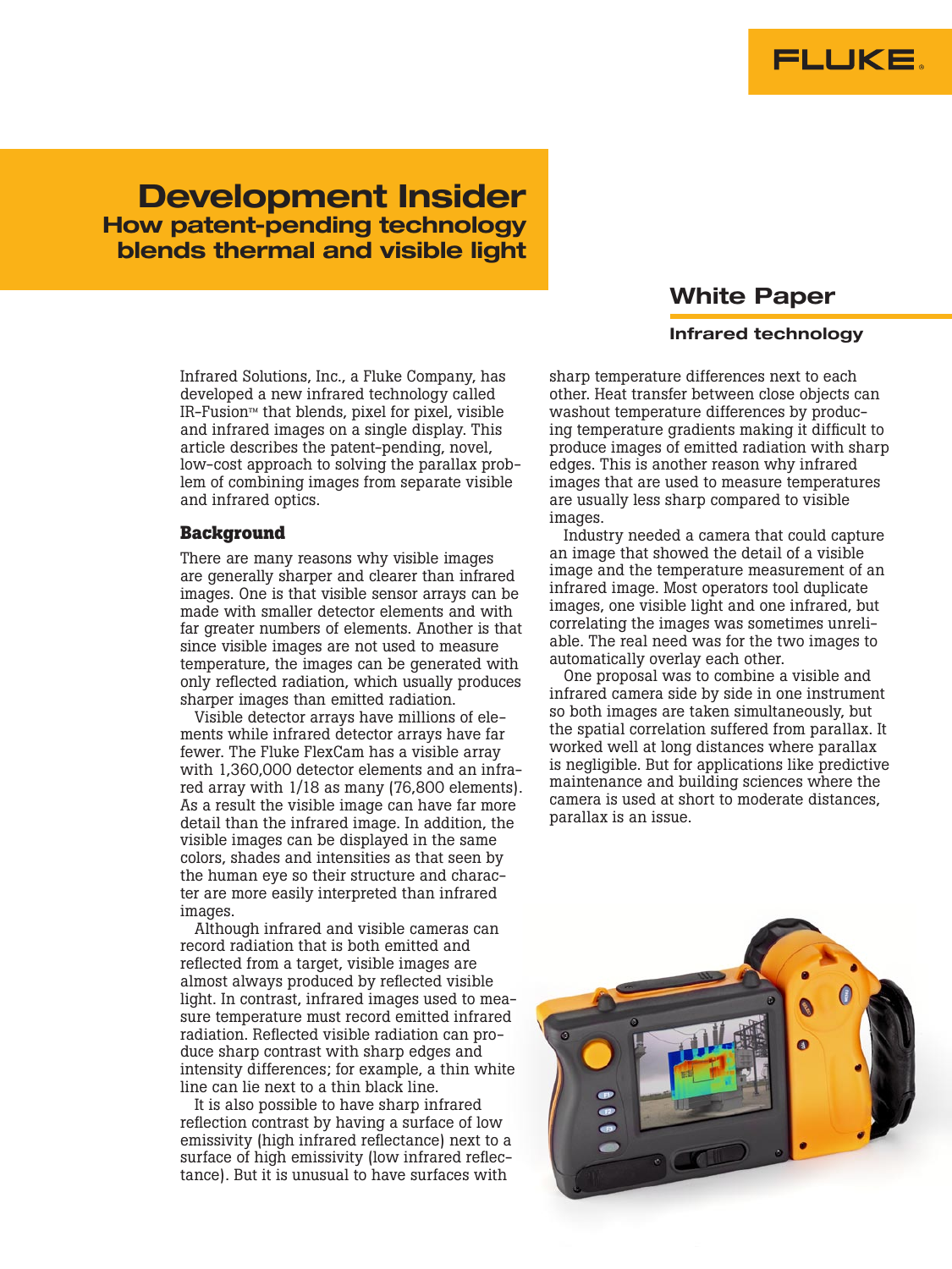# Development Insider

## How patent-pending technology blends thermal and visible light

**White Paper**

**Infrared technology**

Infrared Solutions, Inc., a Fluke Company, has developed a new infrared technology called IR-Fusion™ that blends, pixel for pixel, visible and infrared images on a single display. This article describes the patent-pending, novel, low-cost approach to solving the parallax problem of combining images from separate visible and infrared optics.

### Background

There are many reasons why visible images are generally sharper and clearer than infrared images. One is that visible sensor arrays can be made with smaller detector elements and with far greater numbers of elements. Another is that since visible images are not used to measure temperature, the images can be generated with only reflected radiation, which usually produces sharper images than emitted radiation.

Visible detector arrays have millions of elements while infrared detector arrays have far fewer. The Fluke FlexCam has a visible array with 1,360,000 detector elements and an infrared array with 1/18 as many (76,800 elements). As a result the visible image can have far more detail than the infrared image. In addition, the visible images can be displayed in the same colors, shades and intensities as that seen by the human eye so their structure and character are more easily interpreted than infrared images.

Although infrared and visible cameras can record radiation that is both emitted and reflected from a target, visible images are almost always produced by reflected visible light. In contrast, infrared images used to measure temperature must record emitted infrared radiation. Reflected visible radiation can produce sharp contrast with sharp edges and intensity differences; for example, a thin white line can lie next to a thin black line.

It is also possible to have sharp infrared reflection contrast by having a surface of low emissivity (high infrared reflectance) next to a surface of high emissivity (low infrared reflectance). But it is unusual to have surfaces with sharp temperature differences next to each other. Heat transfer between close objects can washout temperature differences by producing temperature gradients making it difficult to produce images of emitted radiation with sharp edges. This is another reason why infrared images that are used to measure temperatures are usually less sharp compared to visible images.

Industry needed a camera that could capture an image that showed the detail of a visible image and the temperature measurement of an infrared image. Most operators tool duplicate images, one visible light and one infrared, but correlating the images was sometimes unreliable. The real need was for the two images to automatically overlay each other.

One proposal was to combine a visible and infrared camera side by side in one instrument so both images are taken simultaneously, but the spatial correlation suffered from parallax. It worked well at long distances where parallax is negligible. But for applications like predictive maintenance and building sciences where the camera is used at short to moderate distances, parallax is an issue.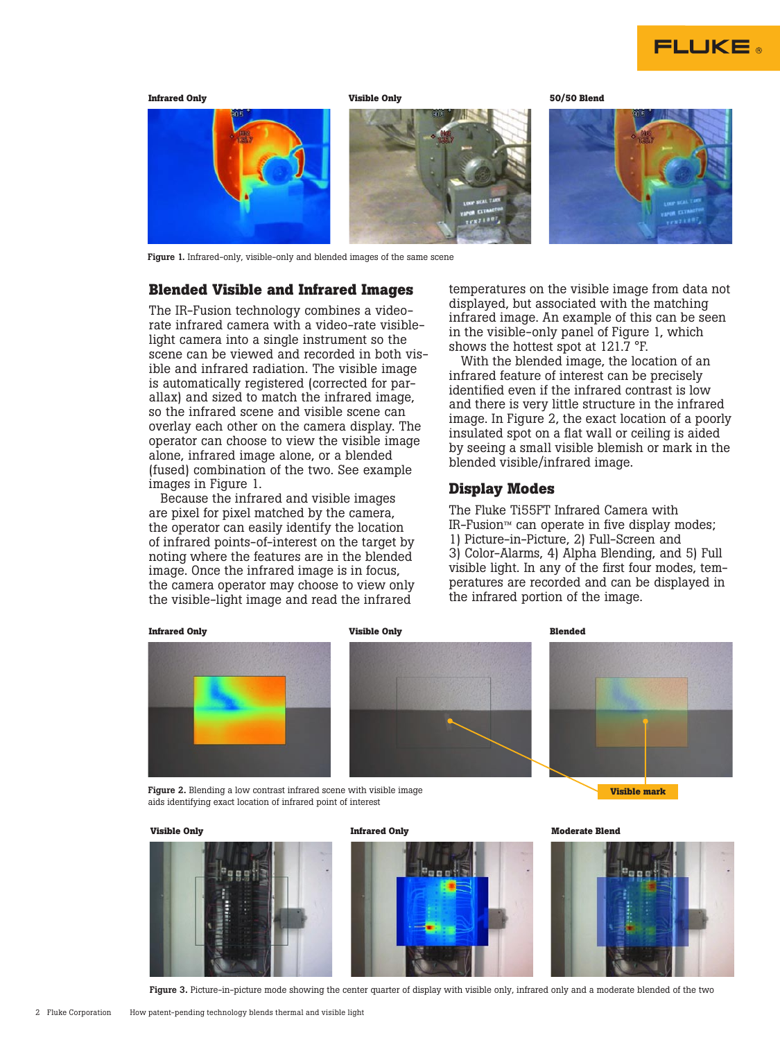Infrared Only

Visible Only

50/50 Blend

**Figure 1.** Infrared-only, visible-only and blended images of the same scene

## Blended Visible and Infrared Images

The IR-Fusion technology combines a video-rate infrared camera with a video-rate visible-light camera into a single instrument so the scene can be viewed and recorded in both visible and infrared radiation. The visible image is automatically registered (corrected for parallax) and sized to match the infrared image, so the infrared scene and visible scene can overlay each other on the camera display. The operator can choose to view the visible image alone, infrared image alone, or a blended (fused) combination of the two. See example images in Figure 1.

Because the infrared and visible images are pixel for pixel matched by the camera, the operator can easily identify the location of infrared points-of-interest on the target by noting where the features are in the blended image. Once the infrared image is in focus, the camera operator may choose to view only the visible-light image and read the infrared temperatures on the visible image from data not displayed, but associated with the matching infrared image. An example of this can be seen in the visible-only panel of Figure 1, which shows the hottest spot at 121.7 °F.

With the blended image, the location of an infrared feature of interest can be precisely identified even if the infrared contrast is low and there is very little structure in the infrared image. In Figure 2, the exact location of a poorly insulated spot on a flat wall or ceiling is aided by seeing a small visible blemish or mark in the blended visible/infrared image.

## Display Modes

The Fluke Ti55FT Infrared Camera with IR-Fusion™ can operate in five display modes; 1) Picture-in-Picture, 2) Full-Screen and 3) Color-Alarms, 4) Alpha Blending, and 5) Full visible light. In any of the first four modes, temperatures are recorded and can be displayed in the infrared portion of the image.

Infrared Only

Visible Only

Blended

Visible mark

**Figure 2.** Blending a low contrast infrared scene with visible image aids identifying exact location of infrared point of interest

Visible Only

Infrared Only

Moderate Blend

**Figure 3.** Picture-in-picture mode showing the center quarter of display with visible only, infrared only and a moderate blended of the two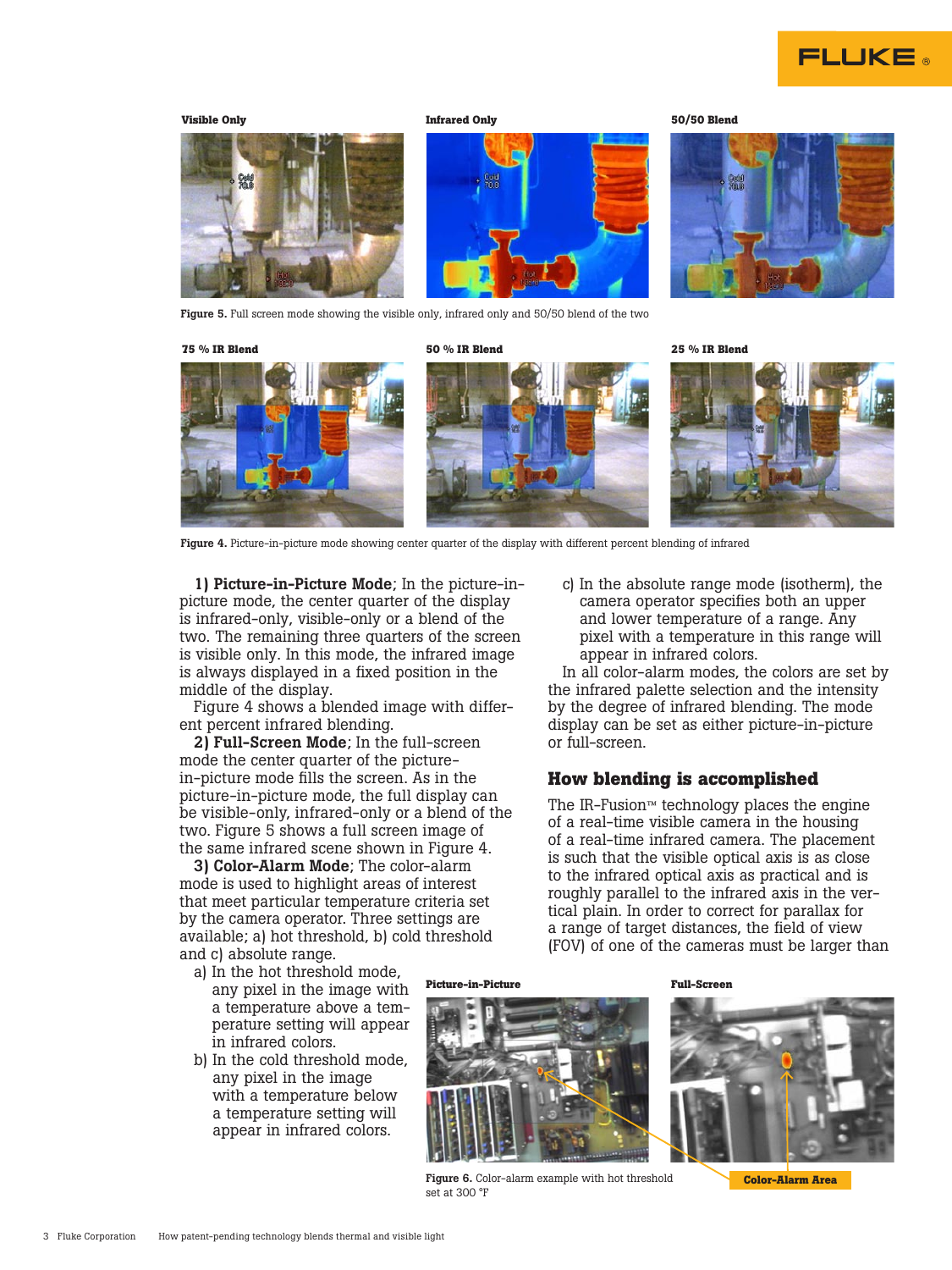**Visible Only** **Infrared Only** **50/50 Blend**

Figure 5. Full screen mode showing the visible only, infrared only and 50/50 blend of the two

**75 % IR Blend** **50 % IR Blend** **25 % IR Blend**

Figure 4. Picture-in-picture mode showing center quarter of the display with different percent blending of infrared

**1) Picture-in-Picture Mode**; In the picture-in-picture mode, the center quarter of the display is infrared-only, visible-only or a blend of the two. The remaining three quarters of the screen is visible only. In this mode, the infrared image is always displayed in a fixed position in the middle of the display.

Figure 4 shows a blended image with different percent infrared blending.

**2) Full-Screen Mode**; In the full-screen mode the center quarter of the picture-in-picture mode fills the screen. As in the picture-in-picture mode, the full display can be visible-only, infrared-only or a blend of the two. Figure 5 shows a full screen image of the same infrared scene shown in Figure 4.

**3) Color-Alarm Mode**; The color-alarm mode is used to highlight areas of interest that meet particular temperature criteria set by the camera operator. Three settings are available; a) hot threshold, b) cold threshold and c) absolute range.

a) In the hot threshold mode, any pixel in the image with a temperature above a temperature setting will appear in infrared colors.

b) In the cold threshold mode, any pixel in the image with a temperature below a temperature setting will appear in infrared colors.

c) In the absolute range mode (isotherm), the camera operator specifies both an upper and lower temperature of a range. Any pixel with a temperature in this range will appear in infrared colors.

In all color-alarm modes, the colors are set by the infrared palette selection and the intensity by the degree of infrared blending. The mode display can be set as either picture-in-picture or full-screen.

## How blending is accomplished

The IR-Fusion™ technology places the engine of a real-time visible camera in the housing of a real-time infrared camera. The placement is such that the visible optical axis is as close to the infrared optical axis as practical and is roughly parallel to the infrared axis in the vertical plain. In order to correct for parallax for a range of target distances, the field of view (FOV) of one of the cameras must be larger than

**Picture-in-Picture** **Full-Screen**

**Color-Alarm Area**

Figure 6. Color-alarm example with hot threshold set at 300 °F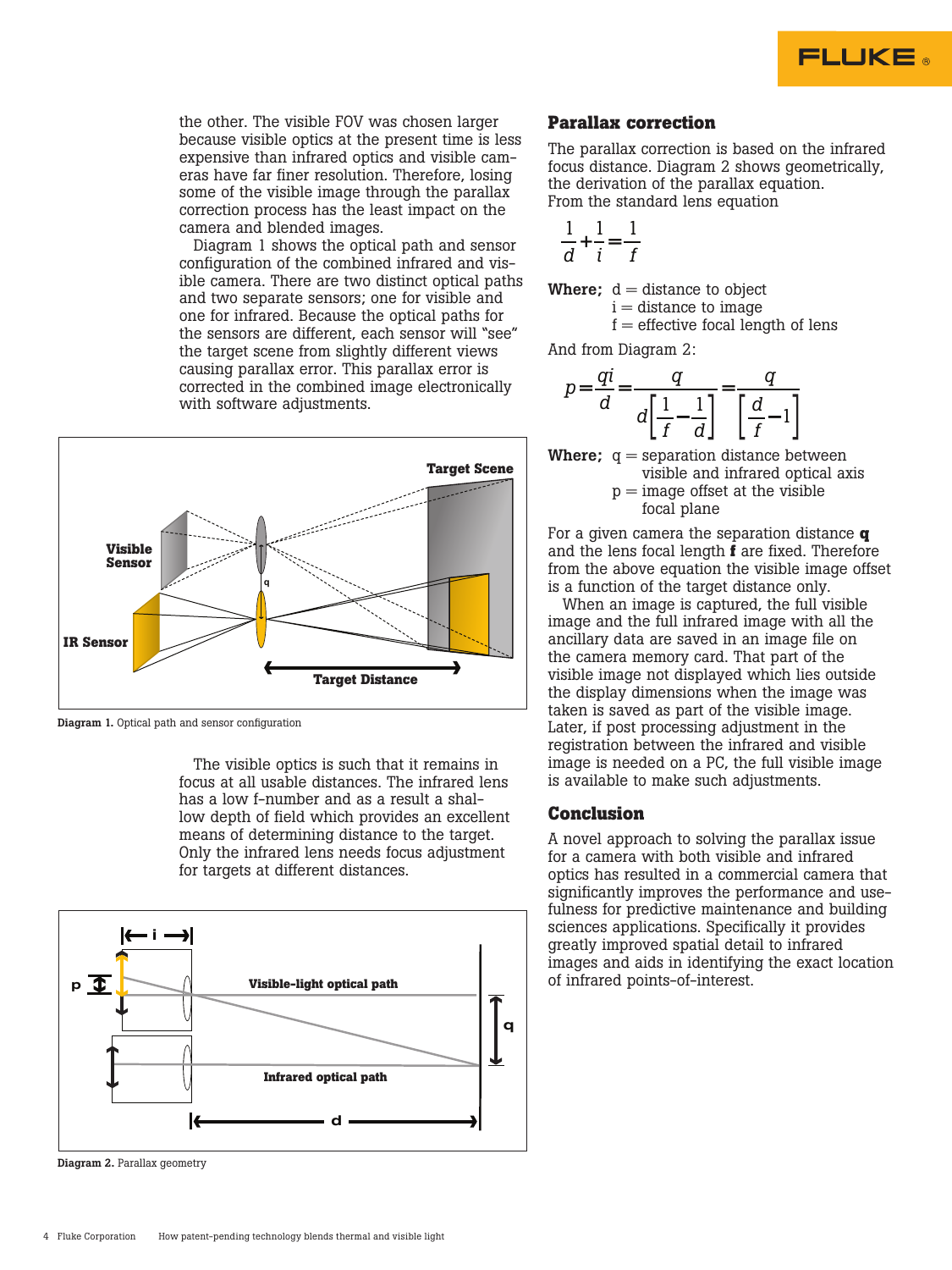the other. The visible FOV was chosen larger because visible optics at the present time is less expensive than infrared optics and visible cameras have far finer resolution. Therefore, losing some of the visible image through the parallax correction process has the least impact on the camera and blended images.

Diagram 1 shows the optical path and sensor configuration of the combined infrared and visible camera. There are two distinct optical paths and two separate sensors; one for visible and one for infrared. Because the optical paths for the sensors are different, each sensor will "see" the target scene from slightly different views causing parallax error. This parallax error is corrected in the combined image electronically with software adjustments.

**Diagram 1.** Optical path and sensor configuration

The visible optics is such that it remains in focus at all usable distances. The infrared lens has a low f-number and as a result a shallow depth of field which provides an excellent means of determining distance to the target. Only the infrared lens needs focus adjustment for targets at different distances.

**Diagram 2.** Parallax geometry

## Parallax correction

The parallax correction is based on the infrared focus distance. Diagram 2 shows geometrically, the derivation of the parallax equation.

From the standard lens equation

$$\frac{1}{d}+\frac{1}{i}=\frac{1}{f}$$

**Where;** d = distance to object
i = distance to image
f = effective focal length of lens

And from Diagram 2:

$$p=\frac{qi}{d}=\frac{q}{d\left[\frac{1}{f}-\frac{1}{d}\right]}=\frac{q}{\left[\frac{d}{f}-1\right]}$$

**Where;** q = separation distance between visible and infrared optical axis
p = image offset at the visible focal plane

For a given camera the separation distance **q** and the lens focal length **f** are fixed. Therefore from the above equation the visible image offset is a function of the target distance only.

When an image is captured, the full visible image and the full infrared image with all the ancillary data are saved in an image file on the camera memory card. That part of the visible image not displayed which lies outside the display dimensions when the image was taken is saved as part of the visible image. Later, if post processing adjustment in the registration between the infrared and visible image is needed on a PC, the full visible image is available to make such adjustments.

## Conclusion

A novel approach to solving the parallax issue for a camera with both visible and infrared optics has resulted in a commercial camera that significantly improves the performance and usefulness for predictive maintenance and building sciences applications. Specifically it provides greatly improved spatial detail to infrared images and aids in identifying the exact location of infrared points-of-interest.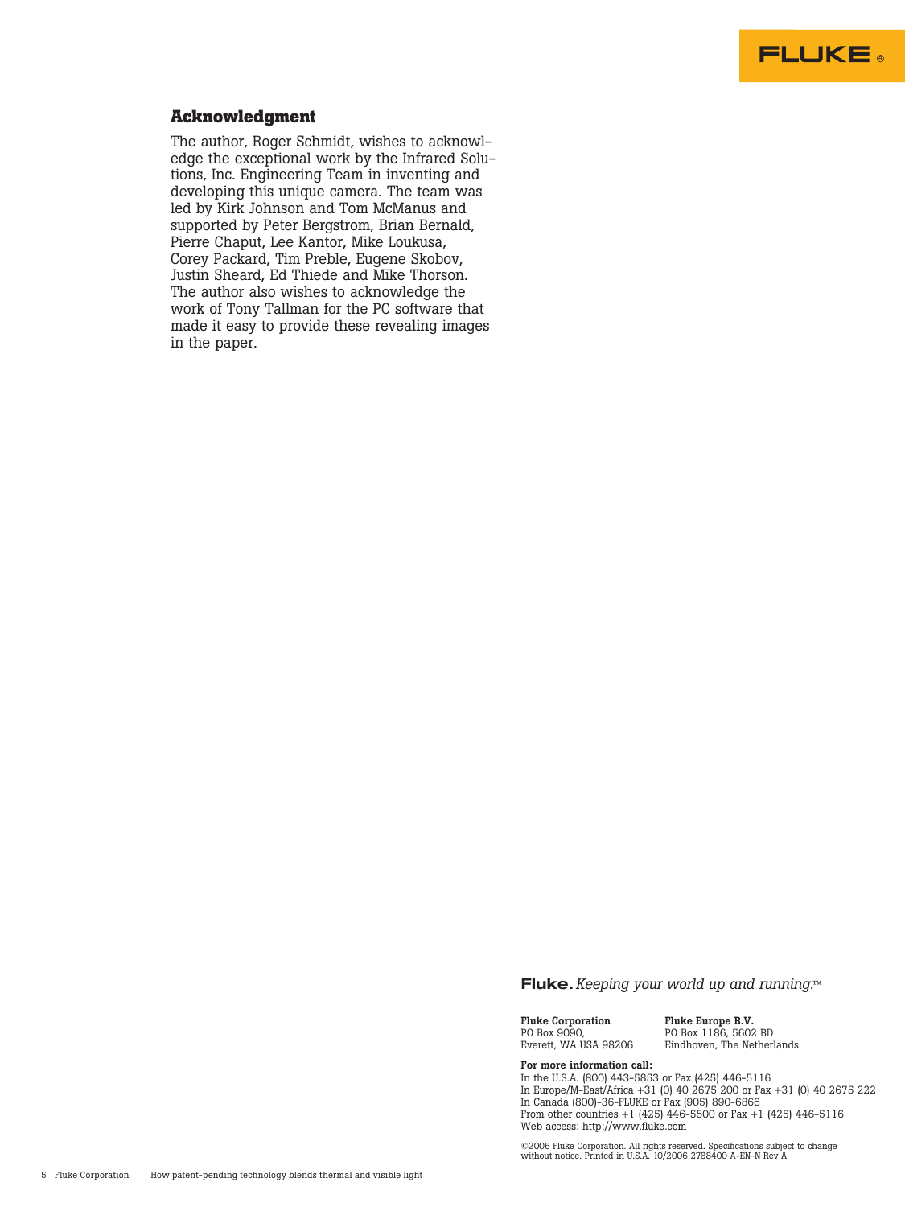## Acknowledgment

The author, Roger Schmidt, wishes to acknowledge the exceptional work by the Infrared Solutions, Inc. Engineering Team in inventing and developing this unique camera. The team was led by Kirk Johnson and Tom McManus and supported by Peter Bergstrom, Brian Bernald, Pierre Chaput, Lee Kantor, Mike Loukusa, Corey Packard, Tim Preble, Eugene Skobov, Justin Sheard, Ed Thiede and Mike Thorson. The author also wishes to acknowledge the work of Tony Tallman for the PC software that made it easy to provide these revealing images in the paper.

**Fluke.** *Keeping your world up and running.*™

**Fluke Corporation**
PO Box 9090,
Everett, WA USA 98206

**Fluke Europe B.V.**
PO Box 1186, 5602 BD
Eindhoven, The Netherlands

**For more information call:**
In the U.S.A. (800) 443-5853 or Fax (425) 446-5116
In Europe/M-East/Africa +31 (0) 40 2675 200 or Fax +31 (0) 40 2675 222
In Canada (800)-36-FLUKE or Fax (905) 890-6866
From other countries +1 (425) 446-5500 or Fax +1 (425) 446-5116
Web access: http://www.fluke.com

©2006 Fluke Corporation. All rights reserved. Specifications subject to change without notice. Printed in U.S.A. 10/2006 2788400 A-EN-N Rev A